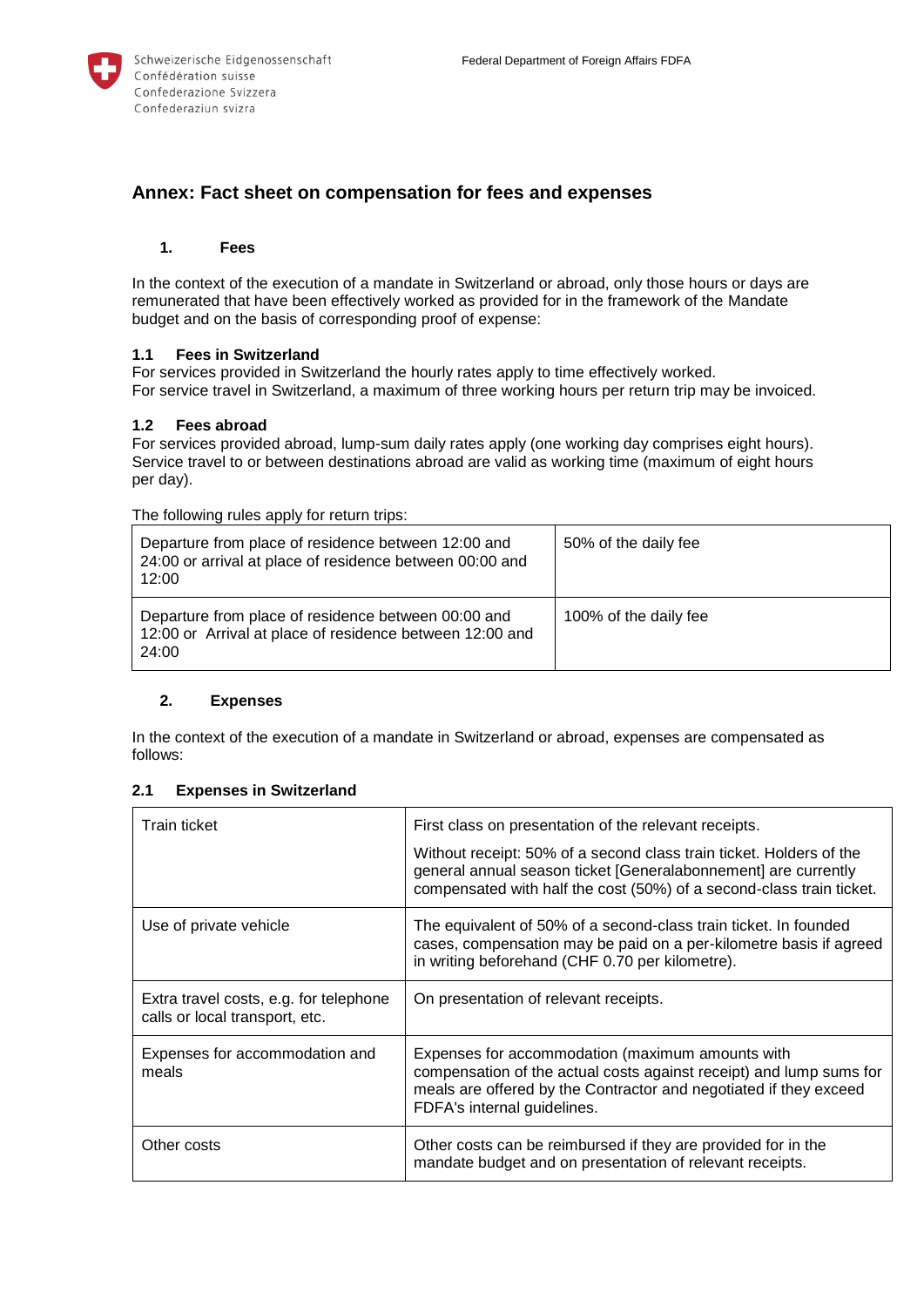Schweizerische Eidgenossenschaft
Confédération suisse
Confederazione Svizzera
Confederaziun svizra

Federal Department of Foreign Affairs FDFA

# Annex: Fact sheet on compensation for fees and expenses

## 1. Fees

In the context of the execution of a mandate in Switzerland or abroad, only those hours or days are remunerated that have been effectively worked as provided for in the framework of the Mandate budget and on the basis of corresponding proof of expense:

### 1.1 Fees in Switzerland

For services provided in Switzerland the hourly rates apply to time effectively worked.
For service travel in Switzerland, a maximum of three working hours per return trip may be invoiced.

### 1.2 Fees abroad

For services provided abroad, lump-sum daily rates apply (one working day comprises eight hours). Service travel to or between destinations abroad are valid as working time (maximum of eight hours per day).

The following rules apply for return trips:

| | |
|---|---|
| Departure from place of residence between 12:00 and 24:00 or arrival at place of residence between 00:00 and 12:00 | 50% of the daily fee |
| Departure from place of residence between 00:00 and 12:00 or Arrival at place of residence between 12:00 and 24:00 | 100% of the daily fee |

## 2. Expenses

In the context of the execution of a mandate in Switzerland or abroad, expenses are compensated as follows:

### 2.1 Expenses in Switzerland

| | |
|---|---|
| Train ticket | First class on presentation of the relevant receipts. Without receipt: 50% of a second class train ticket. Holders of the general annual season ticket [Generalabonnement] are currently compensated with half the cost (50%) of a second-class train ticket. |
| Use of private vehicle | The equivalent of 50% of a second-class train ticket. In founded cases, compensation may be paid on a per-kilometre basis if agreed in writing beforehand (CHF 0.70 per kilometre). |
| Extra travel costs, e.g. for telephone calls or local transport, etc. | On presentation of relevant receipts. |
| Expenses for accommodation and meals | Expenses for accommodation (maximum amounts with compensation of the actual costs against receipt) and lump sums for meals are offered by the Contractor and negotiated if they exceed FDFA's internal guidelines. |
| Other costs | Other costs can be reimbursed if they are provided for in the mandate budget and on presentation of relevant receipts. |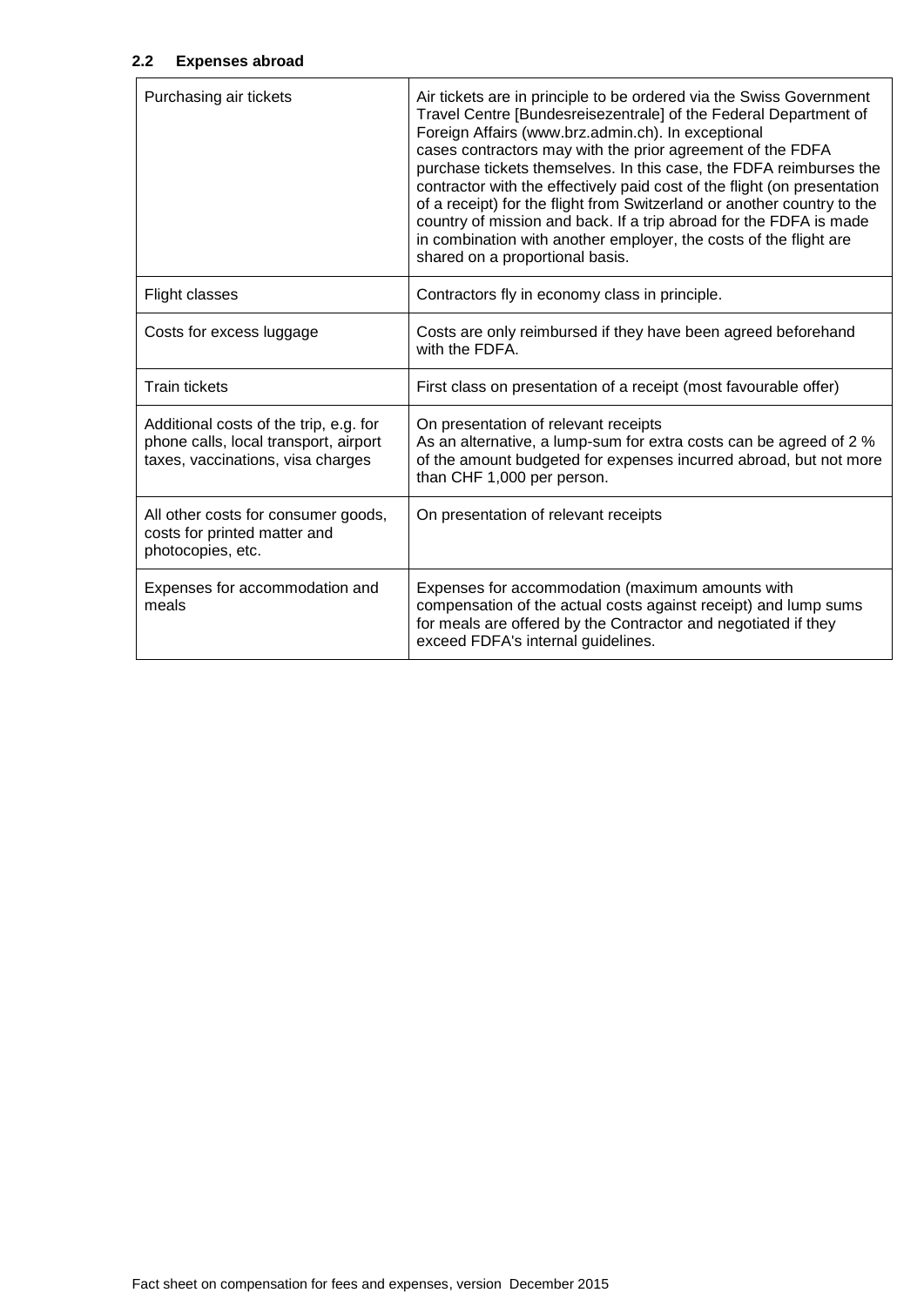### 2.2 Expenses abroad

| | |
|---|---|
| Purchasing air tickets | Air tickets are in principle to be ordered via the Swiss Government Travel Centre [Bundesreisezentrale] of the Federal Department of Foreign Affairs (www.brz.admin.ch). In exceptional cases contractors may with the prior agreement of the FDFA purchase tickets themselves. In this case, the FDFA reimburses the contractor with the effectively paid cost of the flight (on presentation of a receipt) for the flight from Switzerland or another country to the country of mission and back. If a trip abroad for the FDFA is made in combination with another employer, the costs of the flight are shared on a proportional basis. |
| Flight classes | Contractors fly in economy class in principle. |
| Costs for excess luggage | Costs are only reimbursed if they have been agreed beforehand with the FDFA. |
| Train tickets | First class on presentation of a receipt (most favourable offer) |
| Additional costs of the trip, e.g. for phone calls, local transport, airport taxes, vaccinations, visa charges | On presentation of relevant receipts<br>As an alternative, a lump-sum for extra costs can be agreed of 2 % of the amount budgeted for expenses incurred abroad, but not more than CHF 1,000 per person. |
| All other costs for consumer goods, costs for printed matter and photocopies, etc. | On presentation of relevant receipts |
| Expenses for accommodation and meals | Expenses for accommodation (maximum amounts with compensation of the actual costs against receipt) and lump sums for meals are offered by the Contractor and negotiated if they exceed FDFA's internal guidelines. |